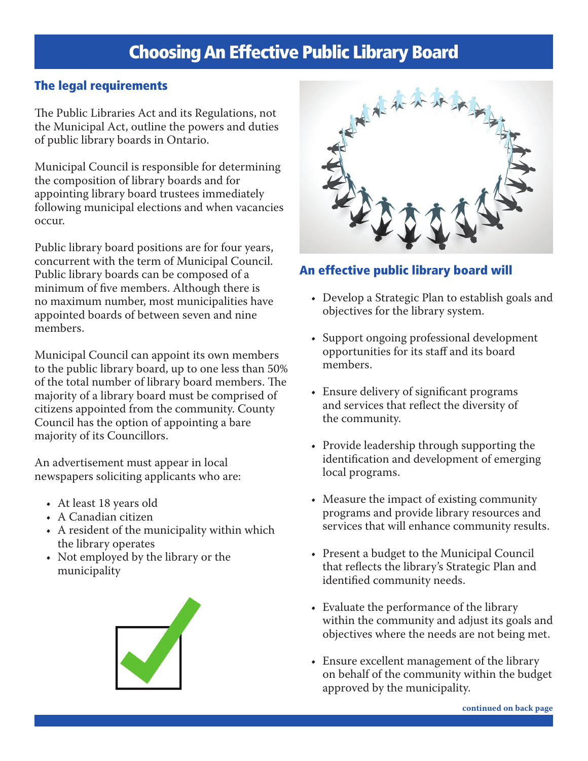# Choosing An Effective Public Library Board

## The legal requirements

The Public Libraries Act and its Regulations, not the Municipal Act, outline the powers and duties of public library boards in Ontario.

Municipal Council is responsible for determining the composition of library boards and for appointing library board trustees immediately following municipal elections and when vacancies occur.

Public library board positions are for four years, concurrent with the term of Municipal Council. Public library boards can be composed of a minimum of five members. Although there is no maximum number, most municipalities have appointed boards of between seven and nine members.

Municipal Council can appoint its own members to the public library board, up to one less than 50% of the total number of library board members. The majority of a library board must be comprised of citizens appointed from the community. County Council has the option of appointing a bare majority of its Councillors.

An advertisement must appear in local newspapers soliciting applicants who are:

- At least 18 years old
- A Canadian citizen
- A resident of the municipality within which the library operates
- Not employed by the library or the municipality

## An effective public library board will

- Develop a Strategic Plan to establish goals and objectives for the library system.
- Support ongoing professional development opportunities for its staff and its board members.
- Ensure delivery of significant programs and services that reflect the diversity of the community.
- Provide leadership through supporting the identification and development of emerging local programs.
- Measure the impact of existing community programs and provide library resources and services that will enhance community results.
- Present a budget to the Municipal Council that reflects the library's Strategic Plan and identified community needs.
- Evaluate the performance of the library within the community and adjust its goals and objectives where the needs are not being met.
- Ensure excellent management of the library on behalf of the community within the budget approved by the municipality.

**continued on back page**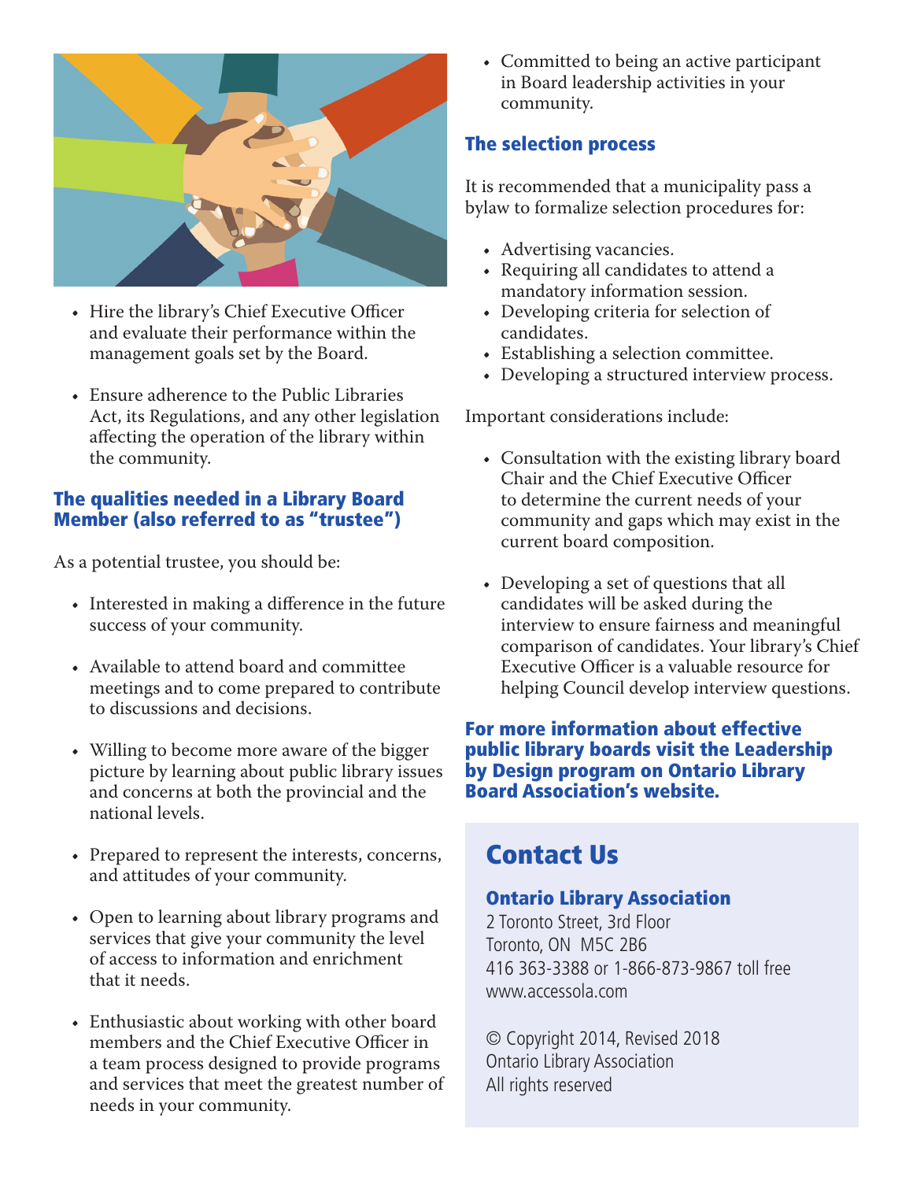- Hire the library's Chief Executive Officer and evaluate their performance within the management goals set by the Board.

- Ensure adherence to the Public Libraries Act, its Regulations, and any other legislation affecting the operation of the library within the community.

### The qualities needed in a Library Board Member (also referred to as "trustee")

As a potential trustee, you should be:

- Interested in making a difference in the future success of your community.

- Available to attend board and committee meetings and to come prepared to contribute to discussions and decisions.

- Willing to become more aware of the bigger picture by learning about public library issues and concerns at both the provincial and the national levels.

- Prepared to represent the interests, concerns, and attitudes of your community.

- Open to learning about library programs and services that give your community the level of access to information and enrichment that it needs.

- Enthusiastic about working with other board members and the Chief Executive Officer in a team process designed to provide programs and services that meet the greatest number of needs in your community.

- Committed to being an active participant in Board leadership activities in your community.

### The selection process

It is recommended that a municipality pass a bylaw to formalize selection procedures for:

- Advertising vacancies.
- Requiring all candidates to attend a mandatory information session.
- Developing criteria for selection of candidates.
- Establishing a selection committee.
- Developing a structured interview process.

Important considerations include:

- Consultation with the existing library board Chair and the Chief Executive Officer to determine the current needs of your community and gaps which may exist in the current board composition.

- Developing a set of questions that all candidates will be asked during the interview to ensure fairness and meaningful comparison of candidates. Your library's Chief Executive Officer is a valuable resource for helping Council develop interview questions.

**For more information about effective public library boards visit the Leadership by Design program on Ontario Library Board Association's website.**

## Contact Us

### Ontario Library Association

2 Toronto Street, 3rd Floor
Toronto, ON M5C 2B6
416 363-3388 or 1-866-873-9867 toll free
www.accessola.com

© Copyright 2014, Revised 2018
Ontario Library Association
All rights reserved